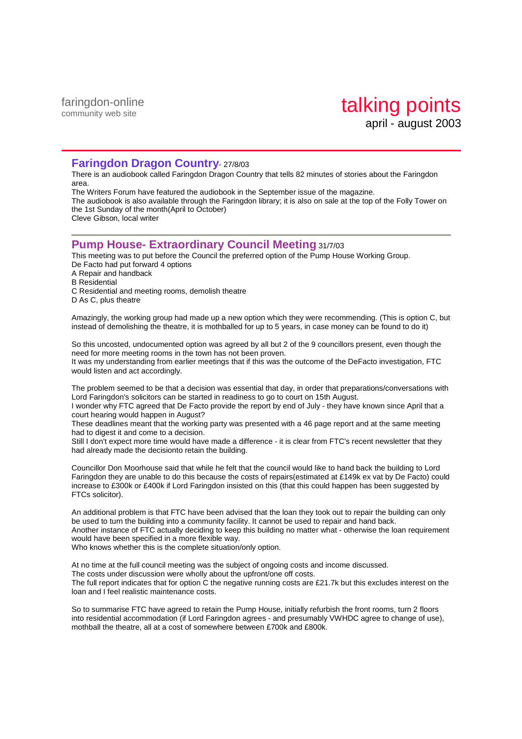faringdon-online
community web site

# talking points

april - august 2003

## Faringdon Dragon Country- 27/8/03

There is an audiobook called Faringdon Dragon Country that tells 82 minutes of stories about the Faringdon area.
The Writers Forum have featured the audiobook in the September issue of the magazine.
The audiobook is also available through the Faringdon library; it is also on sale at the top of the Folly Tower on the 1st Sunday of the month(April to October)
Cleve Gibson, local writer

---

## Pump House- Extraordinary Council Meeting 31/7/03

This meeting was to put before the Council the preferred option of the Pump House Working Group.
De Facto had put forward 4 options
A Repair and handback
B Residential
C Residential and meeting rooms, demolish theatre
D As C, plus theatre

Amazingly, the working group had made up a new option which they were recommending. (This is option C, but instead of demolishing the theatre, it is mothballed for up to 5 years, in case money can be found to do it)

So this uncosted, undocumented option was agreed by all but 2 of the 9 councillors present, even though the need for more meeting rooms in the town has not been proven.
It was my understanding from earlier meetings that if this was the outcome of the DeFacto investigation, FTC would listen and act accordingly.

The problem seemed to be that a decision was essential that day, in order that preparations/conversations with Lord Faringdon's solicitors can be started in readiness to go to court on 15th August.
I wonder why FTC agreed that De Facto provide the report by end of July - they have known since April that a court hearing would happen in August?
These deadlines meant that the working party was presented with a 46 page report and at the same meeting had to digest it and come to a decision.
Still I don't expect more time would have made a difference - it is clear from FTC's recent newsletter that they had already made the decisionto retain the building.

Councillor Don Moorhouse said that while he felt that the council would like to hand back the building to Lord Faringdon they are unable to do this because the costs of repairs(estimated at £149k ex vat by De Facto) could increase to £300k or £400k if Lord Faringdon insisted on this (that this could happen has been suggested by FTCs solicitor).

An additional problem is that FTC have been advised that the loan they took out to repair the building can only be used to turn the building into a community facility. It cannot be used to repair and hand back.
Another instance of FTC actually deciding to keep this building no matter what - otherwise the loan requirement would have been specified in a more flexible way.
Who knows whether this is the complete situation/only option.

At no time at the full council meeting was the subject of ongoing costs and income discussed.
The costs under discussion were wholly about the upfront/one off costs.
The full report indicates that for option C the negative running costs are £21.7k but this excludes interest on the loan and I feel realistic maintenance costs.

So to summarise FTC have agreed to retain the Pump House, initially refurbish the front rooms, turn 2 floors into residential accommodation (if Lord Faringdon agrees - and presumably VWHDC agree to change of use), mothball the theatre, all at a cost of somewhere between £700k and £800k.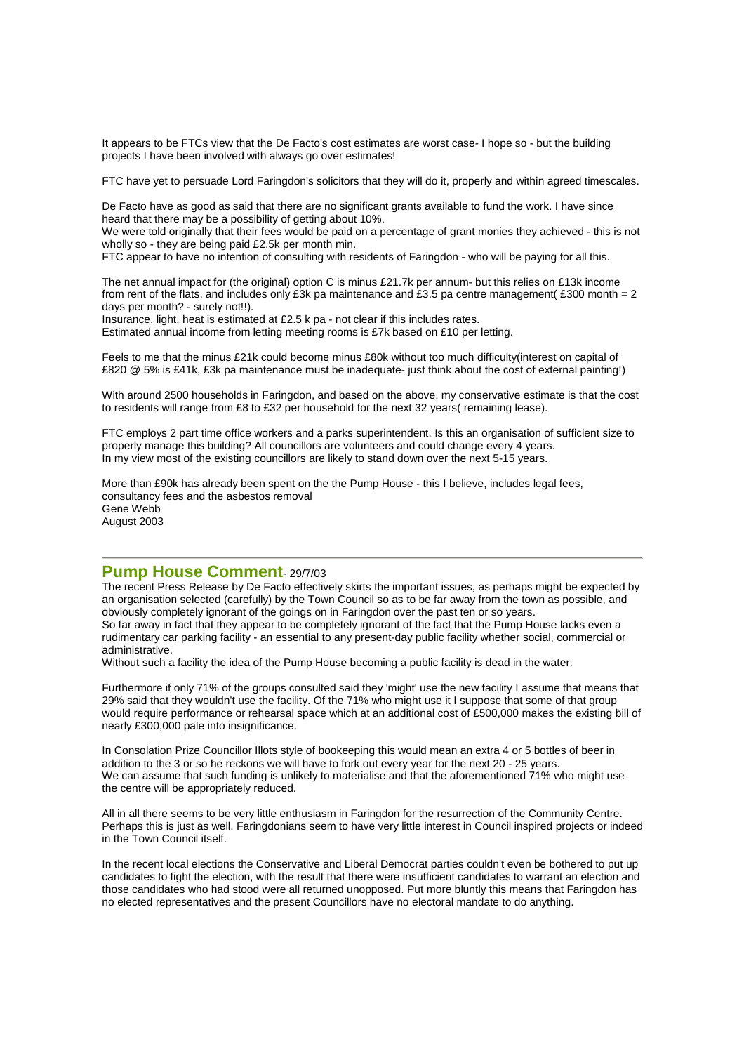It appears to be FTCs view that the De Facto's cost estimates are worst case- I hope so - but the building projects I have been involved with always go over estimates!

FTC have yet to persuade Lord Faringdon's solicitors that they will do it, properly and within agreed timescales.

De Facto have as good as said that there are no significant grants available to fund the work. I have since heard that there may be a possibility of getting about 10%.
We were told originally that their fees would be paid on a percentage of grant monies they achieved - this is not wholly so - they are being paid £2.5k per month min.
FTC appear to have no intention of consulting with residents of Faringdon - who will be paying for all this.

The net annual impact for (the original) option C is minus £21.7k per annum- but this relies on £13k income from rent of the flats, and includes only £3k pa maintenance and £3.5 pa centre management( £300 month = 2 days per month? - surely not!!).
Insurance, light, heat is estimated at £2.5 k pa - not clear if this includes rates.
Estimated annual income from letting meeting rooms is £7k based on £10 per letting.

Feels to me that the minus £21k could become minus £80k without too much difficulty(interest on capital of £820 @ 5% is £41k, £3k pa maintenance must be inadequate- just think about the cost of external painting!)

With around 2500 households in Faringdon, and based on the above, my conservative estimate is that the cost to residents will range from £8 to £32 per household for the next 32 years( remaining lease).

FTC employs 2 part time office workers and a parks superintendent. Is this an organisation of sufficient size to properly manage this building? All councillors are volunteers and could change every 4 years.
In my view most of the existing councillors are likely to stand down over the next 5-15 years.

More than £90k has already been spent on the the Pump House - this I believe, includes legal fees, consultancy fees and the asbestos removal
Gene Webb
August 2003

---

## Pump House Comment- 29/7/03

The recent Press Release by De Facto effectively skirts the important issues, as perhaps might be expected by an organisation selected (carefully) by the Town Council so as to be far away from the town as possible, and obviously completely ignorant of the goings on in Faringdon over the past ten or so years.
So far away in fact that they appear to be completely ignorant of the fact that the Pump House lacks even a rudimentary car parking facility - an essential to any present-day public facility whether social, commercial or administrative.
Without such a facility the idea of the Pump House becoming a public facility is dead in the water.

Furthermore if only 71% of the groups consulted said they 'might' use the new facility I assume that means that 29% said that they wouldn't use the facility. Of the 71% who might use it I suppose that some of that group would require performance or rehearsal space which at an additional cost of £500,000 makes the existing bill of nearly £300,000 pale into insignificance.

In Consolation Prize Councillor Illots style of bookeeping this would mean an extra 4 or 5 bottles of beer in addition to the 3 or so he reckons we will have to fork out every year for the next 20 - 25 years.
We can assume that such funding is unlikely to materialise and that the aforementioned 71% who might use the centre will be appropriately reduced.

All in all there seems to be very little enthusiasm in Faringdon for the resurrection of the Community Centre. Perhaps this is just as well. Faringdonians seem to have very little interest in Council inspired projects or indeed in the Town Council itself.

In the recent local elections the Conservative and Liberal Democrat parties couldn't even be bothered to put up candidates to fight the election, with the result that there were insufficient candidates to warrant an election and those candidates who had stood were all returned unopposed. Put more bluntly this means that Faringdon has no elected representatives and the present Councillors have no electoral mandate to do anything.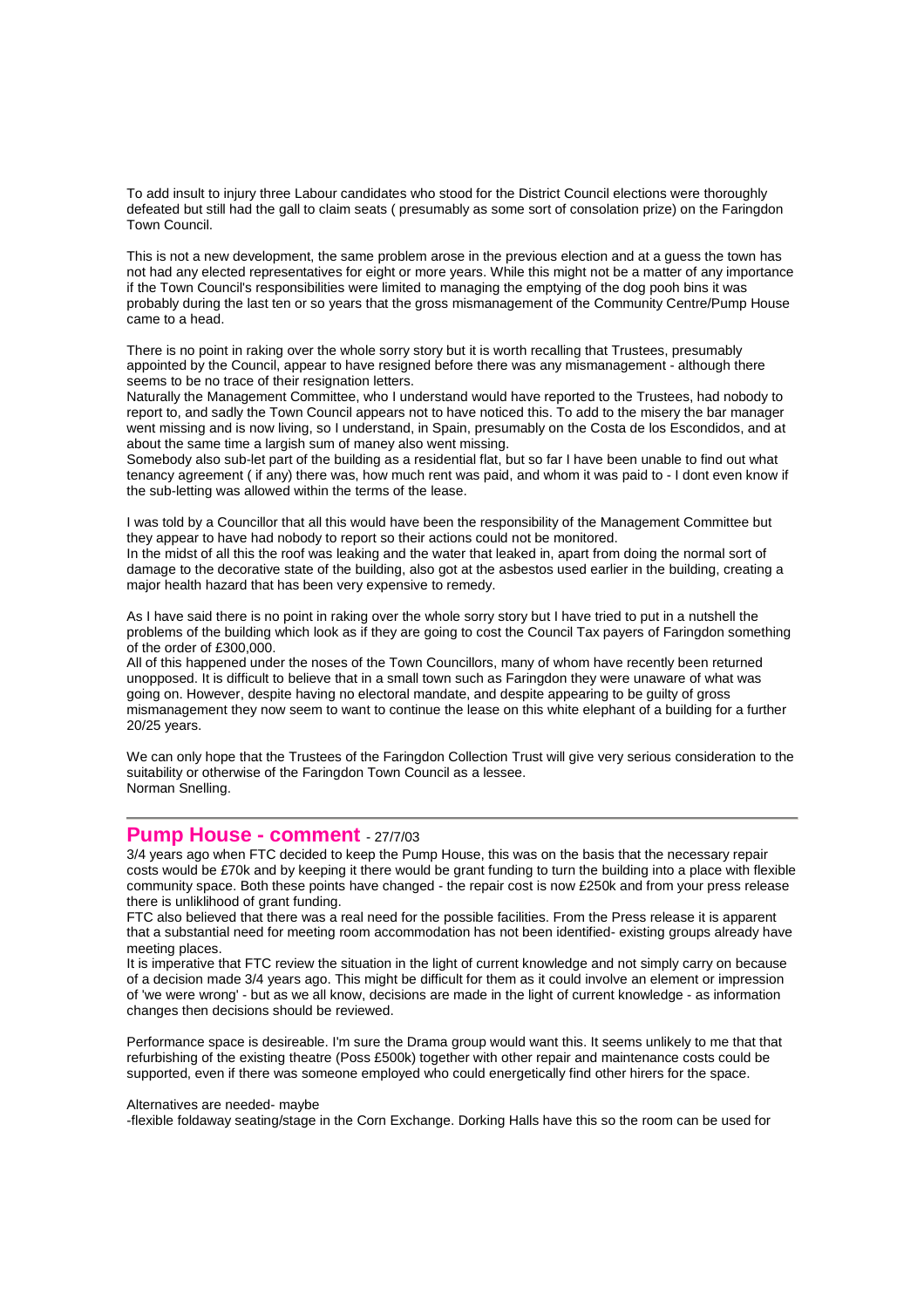To add insult to injury three Labour candidates who stood for the District Council elections were thoroughly defeated but still had the gall to claim seats ( presumably as some sort of consolation prize) on the Faringdon Town Council.

This is not a new development, the same problem arose in the previous election and at a guess the town has not had any elected representatives for eight or more years. While this might not be a matter of any importance if the Town Council's responsibilities were limited to managing the emptying of the dog pooh bins it was probably during the last ten or so years that the gross mismanagement of the Community Centre/Pump House came to a head.

There is no point in raking over the whole sorry story but it is worth recalling that Trustees, presumably appointed by the Council, appear to have resigned before there was any mismanagement - although there seems to be no trace of their resignation letters.
Naturally the Management Committee, who I understand would have reported to the Trustees, had nobody to report to, and sadly the Town Council appears not to have noticed this. To add to the misery the bar manager went missing and is now living, so I understand, in Spain, presumably on the Costa de los Escondidos, and at about the same time a largish sum of maney also went missing.
Somebody also sub-let part of the building as a residential flat, but so far I have been unable to find out what tenancy agreement ( if any) there was, how much rent was paid, and whom it was paid to - I dont even know if the sub-letting was allowed within the terms of the lease.

I was told by a Councillor that all this would have been the responsibility of the Management Committee but they appear to have had nobody to report so their actions could not be monitored.
In the midst of all this the roof was leaking and the water that leaked in, apart from doing the normal sort of damage to the decorative state of the building, also got at the asbestos used earlier in the building, creating a major health hazard that has been very expensive to remedy.

As I have said there is no point in raking over the whole sorry story but I have tried to put in a nutshell the problems of the building which look as if they are going to cost the Council Tax payers of Faringdon something of the order of £300,000.
All of this happened under the noses of the Town Councillors, many of whom have recently been returned unopposed. It is difficult to believe that in a small town such as Faringdon they were unaware of what was going on. However, despite having no electoral mandate, and despite appearing to be guilty of gross mismanagement they now seem to want to continue the lease on this white elephant of a building for a further 20/25 years.

We can only hope that the Trustees of the Faringdon Collection Trust will give very serious consideration to the suitability or otherwise of the Faringdon Town Council as a lessee.
Norman Snelling.

## Pump House - comment - 27/7/03

3/4 years ago when FTC decided to keep the Pump House, this was on the basis that the necessary repair costs would be £70k and by keeping it there would be grant funding to turn the building into a place with flexible community space. Both these points have changed - the repair cost is now £250k and from your press release there is unliklihood of grant funding.
FTC also believed that there was a real need for the possible facilities. From the Press release it is apparent that a substantial need for meeting room accommodation has not been identified- existing groups already have meeting places.
It is imperative that FTC review the situation in the light of current knowledge and not simply carry on because of a decision made 3/4 years ago. This might be difficult for them as it could involve an element or impression of 'we were wrong' - but as we all know, decisions are made in the light of current knowledge - as information changes then decisions should be reviewed.

Performance space is desireable. I'm sure the Drama group would want this. It seems unlikely to me that that refurbishing of the existing theatre (Poss £500k) together with other repair and maintenance costs could be supported, even if there was someone employed who could energetically find other hirers for the space.

Alternatives are needed- maybe
-flexible foldaway seating/stage in the Corn Exchange. Dorking Halls have this so the room can be used for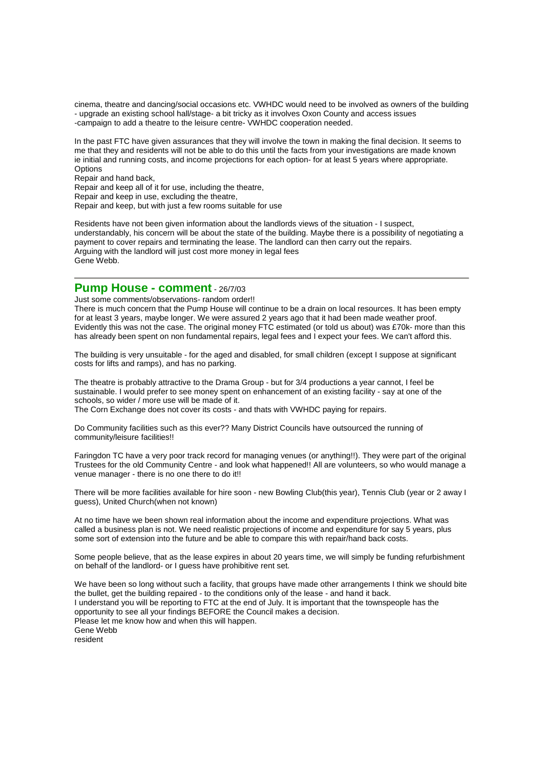cinema, theatre and dancing/social occasions etc. VWHDC would need to be involved as owners of the building
- upgrade an existing school hall/stage- a bit tricky as it involves Oxon County and access issues
-campaign to add a theatre to the leisure centre- VWHDC cooperation needed.

In the past FTC have given assurances that they will involve the town in making the final decision. It seems to me that they and residents will not be able to do this until the facts from your investigations are made known ie initial and running costs, and income projections for each option- for at least 5 years where appropriate.
Options
Repair and hand back,
Repair and keep all of it for use, including the theatre,
Repair and keep in use, excluding the theatre,
Repair and keep, but with just a few rooms suitable for use

Residents have not been given information about the landlords views of the situation - I suspect, understandably, his concern will be about the state of the building. Maybe there is a possibility of negotiating a payment to cover repairs and terminating the lease. The landlord can then carry out the repairs.
Arguing with the landlord will just cost more money in legal fees
Gene Webb.

---

## Pump House - comment - 26/7/03

Just some comments/observations- random order!!
There is much concern that the Pump House will continue to be a drain on local resources. It has been empty for at least 3 years, maybe longer. We were assured 2 years ago that it had been made weather proof. Evidently this was not the case. The original money FTC estimated (or told us about) was £70k- more than this has already been spent on non fundamental repairs, legal fees and I expect your fees. We can't afford this.

The building is very unsuitable - for the aged and disabled, for small children (except I suppose at significant costs for lifts and ramps), and has no parking.

The theatre is probably attractive to the Drama Group - but for 3/4 productions a year cannot, I feel be sustainable. I would prefer to see money spent on enhancement of an existing facility - say at one of the schools, so wider / more use will be made of it.
The Corn Exchange does not cover its costs - and thats with VWHDC paying for repairs.

Do Community facilities such as this ever?? Many District Councils have outsourced the running of community/leisure facilities!!

Faringdon TC have a very poor track record for managing venues (or anything!!). They were part of the original Trustees for the old Community Centre - and look what happened!! All are volunteers, so who would manage a venue manager - there is no one there to do it!!

There will be more facilities available for hire soon - new Bowling Club(this year), Tennis Club (year or 2 away I guess), United Church(when not known)

At no time have we been shown real information about the income and expenditure projections. What was called a business plan is not. We need realistic projections of income and expenditure for say 5 years, plus some sort of extension into the future and be able to compare this with repair/hand back costs.

Some people believe, that as the lease expires in about 20 years time, we will simply be funding refurbishment on behalf of the landlord- or I guess have prohibitive rent set.

We have been so long without such a facility, that groups have made other arrangements I think we should bite the bullet, get the building repaired - to the conditions only of the lease - and hand it back.
I understand you will be reporting to FTC at the end of July. It is important that the townspeople has the opportunity to see all your findings BEFORE the Council makes a decision.
Please let me know how and when this will happen.
Gene Webb
resident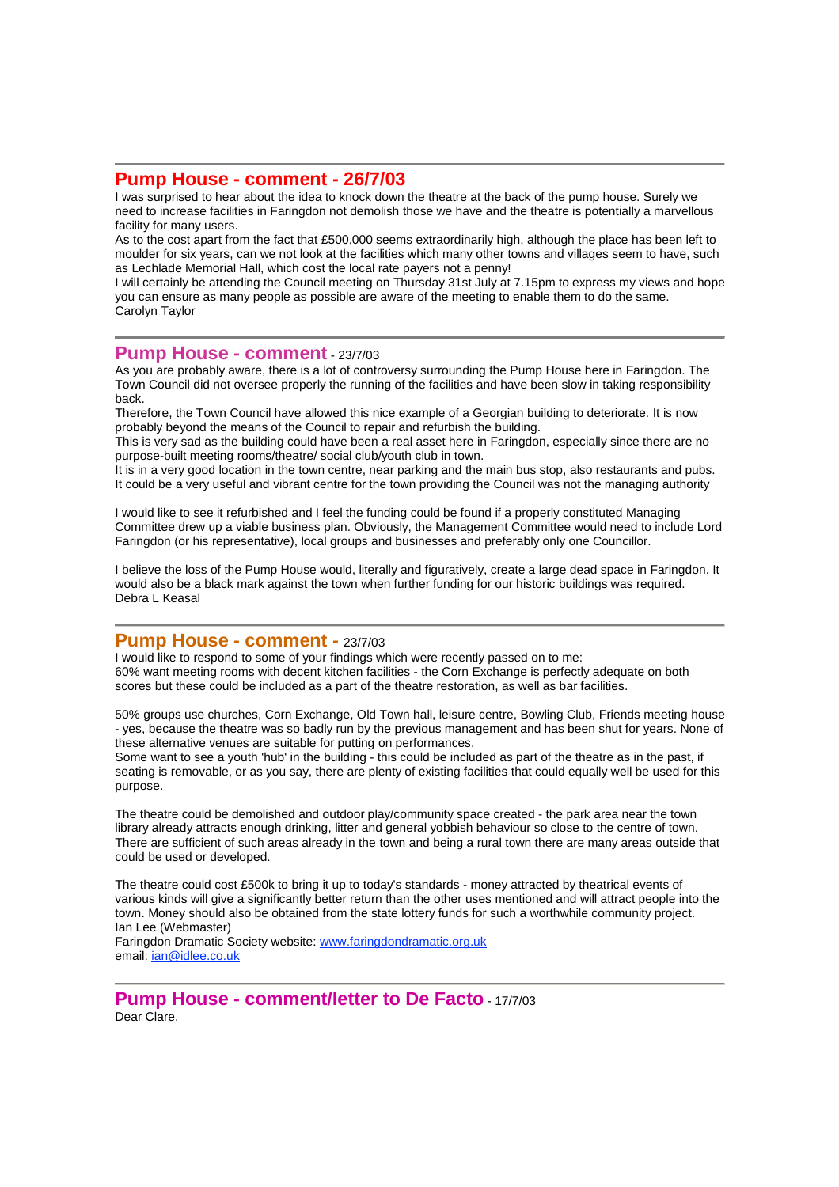---

## Pump House - comment - 26/7/03

I was surprised to hear about the idea to knock down the theatre at the back of the pump house. Surely we need to increase facilities in Faringdon not demolish those we have and the theatre is potentially a marvellous facility for many users.
As to the cost apart from the fact that £500,000 seems extraordinarily high, although the place has been left to moulder for six years, can we not look at the facilities which many other towns and villages seem to have, such as Lechlade Memorial Hall, which cost the local rate payers not a penny!
I will certainly be attending the Council meeting on Thursday 31st July at 7.15pm to express my views and hope you can ensure as many people as possible are aware of the meeting to enable them to do the same.
Carolyn Taylor

---

## Pump House - comment - 23/7/03

As you are probably aware, there is a lot of controversy surrounding the Pump House here in Faringdon. The Town Council did not oversee properly the running of the facilities and have been slow in taking responsibility back.
Therefore, the Town Council have allowed this nice example of a Georgian building to deteriorate. It is now probably beyond the means of the Council to repair and refurbish the building.
This is very sad as the building could have been a real asset here in Faringdon, especially since there are no purpose-built meeting rooms/theatre/ social club/youth club in town.
It is in a very good location in the town centre, near parking and the main bus stop, also restaurants and pubs. It could be a very useful and vibrant centre for the town providing the Council was not the managing authority

I would like to see it refurbished and I feel the funding could be found if a properly constituted Managing Committee drew up a viable business plan. Obviously, the Management Committee would need to include Lord Faringdon (or his representative), local groups and businesses and preferably only one Councillor.

I believe the loss of the Pump House would, literally and figuratively, create a large dead space in Faringdon. It would also be a black mark against the town when further funding for our historic buildings was required.
Debra L Keasal

---

## Pump House - comment - 23/7/03

I would like to respond to some of your findings which were recently passed on to me:
60% want meeting rooms with decent kitchen facilities - the Corn Exchange is perfectly adequate on both scores but these could be included as a part of the theatre restoration, as well as bar facilities.

50% groups use churches, Corn Exchange, Old Town hall, leisure centre, Bowling Club, Friends meeting house - yes, because the theatre was so badly run by the previous management and has been shut for years. None of these alternative venues are suitable for putting on performances.
Some want to see a youth 'hub' in the building - this could be included as part of the theatre as in the past, if seating is removable, or as you say, there are plenty of existing facilities that could equally well be used for this purpose.

The theatre could be demolished and outdoor play/community space created - the park area near the town library already attracts enough drinking, litter and general yobbish behaviour so close to the centre of town. There are sufficient of such areas already in the town and being a rural town there are many areas outside that could be used or developed.

The theatre could cost £500k to bring it up to today's standards - money attracted by theatrical events of various kinds will give a significantly better return than the other uses mentioned and will attract people into the town. Money should also be obtained from the state lottery funds for such a worthwhile community project.
Ian Lee (Webmaster)
Faringdon Dramatic Society website: [www.faringdondramatic.org.uk](www.faringdondramatic.org.uk)
email: [ian@idlee.co.uk](mailto:ian@idlee.co.uk)

---

## Pump House - comment/letter to De Facto - 17/7/03

Dear Clare,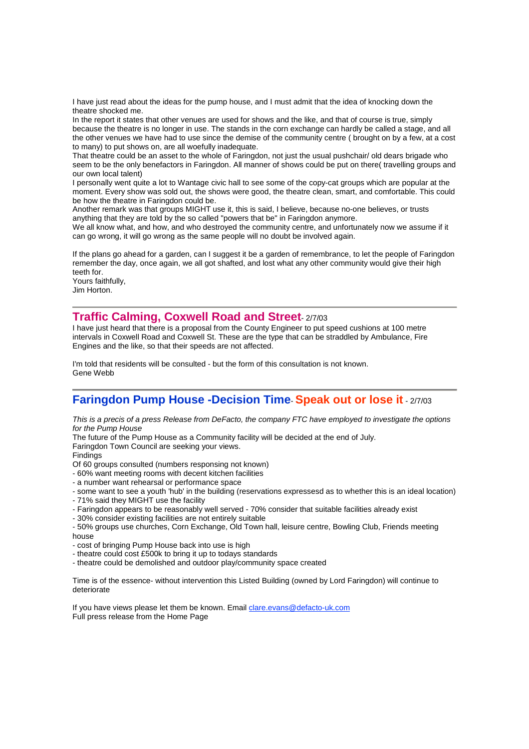I have just read about the ideas for the pump house, and I must admit that the idea of knocking down the theatre shocked me.
In the report it states that other venues are used for shows and the like, and that of course is true, simply because the theatre is no longer in use. The stands in the corn exchange can hardly be called a stage, and all the other venues we have had to use since the demise of the community centre ( brought on by a few, at a cost to many) to put shows on, are all woefully inadequate.
That theatre could be an asset to the whole of Faringdon, not just the usual pushchair/ old dears brigade who seem to be the only benefactors in Faringdon. All manner of shows could be put on there( travelling groups and our own local talent)
I personally went quite a lot to Wantage civic hall to see some of the copy-cat groups which are popular at the moment. Every show was sold out, the shows were good, the theatre clean, smart, and comfortable. This could be how the theatre in Faringdon could be.
Another remark was that groups MIGHT use it, this is said, I believe, because no-one believes, or trusts anything that they are told by the so called "powers that be" in Faringdon anymore.
We all know what, and how, and who destroyed the community centre, and unfortunately now we assume if it can go wrong, it will go wrong as the same people will no doubt be involved again.

If the plans go ahead for a garden, can I suggest it be a garden of remembrance, to let the people of Faringdon remember the day, once again, we all got shafted, and lost what any other community would give their high teeth for.
Yours faithfully,
Jim Horton.

---

## Traffic Calming, Coxwell Road and Street - 2/7/03

I have just heard that there is a proposal from the County Engineer to put speed cushions at 100 metre intervals in Coxwell Road and Coxwell St. These are the type that can be straddled by Ambulance, Fire Engines and the like, so that their speeds are not affected.

I'm told that residents will be consulted - but the form of this consultation is not known.
Gene Webb

---

## Faringdon Pump House -Decision Time- Speak out or lose it - 2/7/03

*This is a precis of a press Release from DeFacto, the company FTC have employed to investigate the options for the Pump House*

The future of the Pump House as a Community facility will be decided at the end of July.
Faringdon Town Council are seeking your views.
Findings
Of 60 groups consulted (numbers responsing not known)
- 60% want meeting rooms with decent kitchen facilities
- a number want rehearsal or performance space
- some want to see a youth 'hub' in the building (reservations expressesd as to whether this is an ideal location)
- 71% said they MIGHT use the facility
- Faringdon appears to be reasonably well served - 70% consider that suitable facilities already exist
- 30% consider existing facilities are not entirely suitable
- 50% groups use churches, Corn Exchange, Old Town hall, leisure centre, Bowling Club, Friends meeting house
- cost of bringing Pump House back into use is high
- theatre could cost £500k to bring it up to todays standards
- theatre could be demolished and outdoor play/community space created

Time is of the essence- without intervention this Listed Building (owned by Lord Faringdon) will continue to deteriorate

If you have views please let them be known. Email clare.evans@defacto-uk.com
Full press release from the Home Page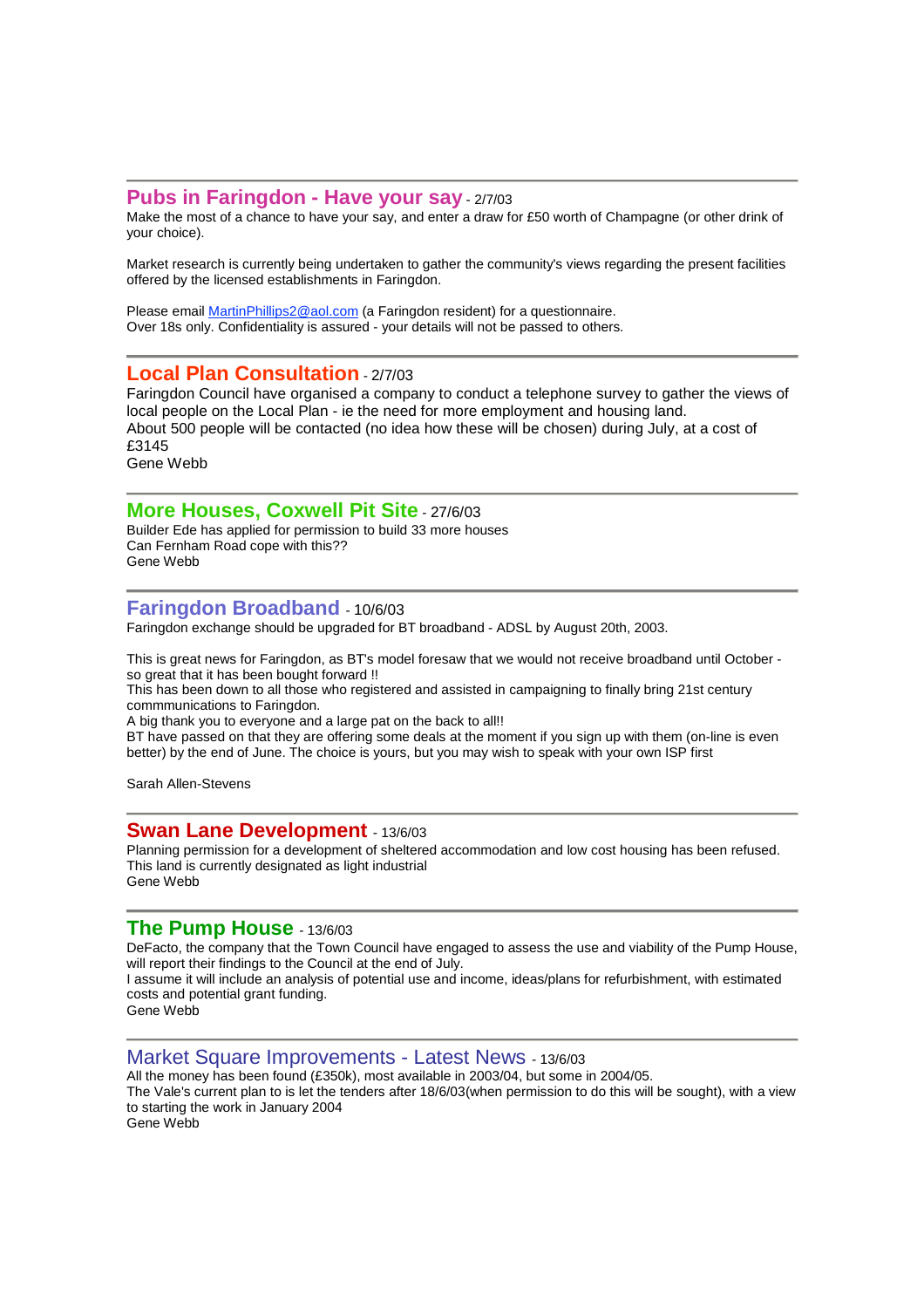---

## Pubs in Faringdon - Have your say - 2/7/03

Make the most of a chance to have your say, and enter a draw for £50 worth of Champagne (or other drink of your choice).

Market research is currently being undertaken to gather the community's views regarding the present facilities offered by the licensed establishments in Faringdon.

Please email [MartinPhillips2@aol.com](mailto:MartinPhillips2@aol.com) (a Faringdon resident) for a questionnaire.
Over 18s only. Confidentiality is assured - your details will not be passed to others.

---

## Local Plan Consultation - 2/7/03

Faringdon Council have organised a company to conduct a telephone survey to gather the views of local people on the Local Plan - ie the need for more employment and housing land.
About 500 people will be contacted (no idea how these will be chosen) during July, at a cost of £3145
Gene Webb

---

## More Houses, Coxwell Pit Site - 27/6/03

Builder Ede has applied for permission to build 33 more houses
Can Fernham Road cope with this??
Gene Webb

---

## Faringdon Broadband - 10/6/03

Faringdon exchange should be upgraded for BT broadband - ADSL by August 20th, 2003.

This is great news for Faringdon, as BT's model foresaw that we would not receive broadband until October - so great that it has been bought forward !!
This has been down to all those who registered and assisted in campaigning to finally bring 21st century commmunications to Faringdon.
A big thank you to everyone and a large pat on the back to all!!
BT have passed on that they are offering some deals at the moment if you sign up with them (on-line is even better) by the end of June. The choice is yours, but you may wish to speak with your own ISP first

Sarah Allen-Stevens

---

## Swan Lane Development - 13/6/03

Planning permission for a development of sheltered accommodation and low cost housing has been refused.
This land is currently designated as light industrial
Gene Webb

---

## The Pump House - 13/6/03

DeFacto, the company that the Town Council have engaged to assess the use and viability of the Pump House, will report their findings to the Council at the end of July.
I assume it will include an analysis of potential use and income, ideas/plans for refurbishment, with estimated costs and potential grant funding.
Gene Webb

---

## Market Square Improvements - Latest News - 13/6/03

All the money has been found (£350k), most available in 2003/04, but some in 2004/05.
The Vale's current plan to is let the tenders after 18/6/03(when permission to do this will be sought), with a view to starting the work in January 2004
Gene Webb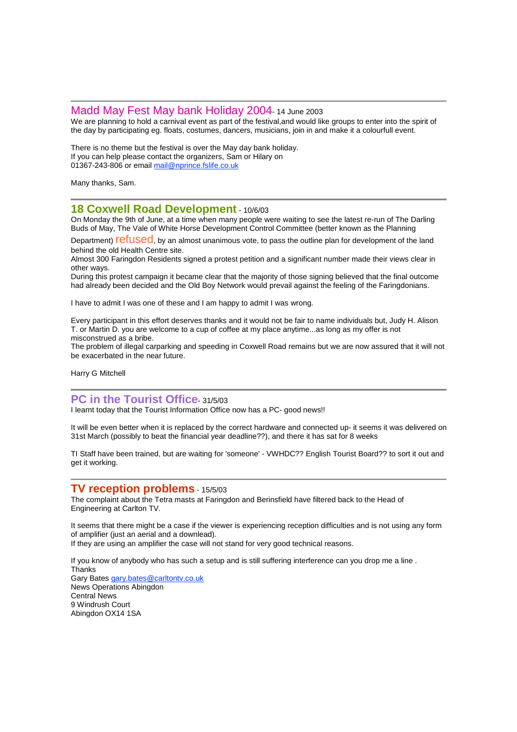## Madd May Fest May bank Holiday 2004 - 14 June 2003

We are planning to hold a carnival event as part of the festival,and would like groups to enter into the spirit of the day by participating eg. floats, costumes, dancers, musicians, join in and make it a colourfull event.

There is no theme but the festival is over the May day bank holiday.
If you can help please contact the organizers, Sam or Hilary on
01367-243-806 or email mail@nprince.fslife.co.uk

Many thanks, Sam.

## 18 Coxwell Road Development - 10/6/03

On Monday the 9th of June, at a time when many people were waiting to see the latest re-run of The Darling Buds of May, The Vale of White Horse Development Control Committee (better known as the Planning Department) refused, by an almost unanimous vote, to pass the outline plan for development of the land behind the old Health Centre site.
Almost 300 Faringdon Residents signed a protest petition and a significant number made their views clear in other ways.
During this protest campaign it became clear that the majority of those signing believed that the final outcome had already been decided and the Old Boy Network would prevail against the feeling of the Faringdonians.

I have to admit I was one of these and I am happy to admit I was wrong.

Every participant in this effort deserves thanks and it would not be fair to name individuals but, Judy H. Alison T. or Martin D. you are welcome to a cup of coffee at my place anytime...as long as my offer is not misconstrued as a bribe.
The problem of illegal carparking and speeding in Coxwell Road remains but we are now assured that it will not be exacerbated in the near future.

Harry G Mitchell

## PC in the Tourist Office - 31/5/03

I learnt today that the Tourist Information Office now has a PC- good news!!

It will be even better when it is replaced by the correct hardware and connected up- it seems it was delivered on 31st March (possibly to beat the financial year deadline??), and there it has sat for 8 weeks

TI Staff have been trained, but are waiting for 'someone' - VWHDC?? English Tourist Board?? to sort it out and get it working.

## TV reception problems - 15/5/03

The complaint about the Tetra masts at Faringdon and Berinsfield have filtered back to the Head of Engineering at Carlton TV.

It seems that there might be a case if the viewer is experiencing reception difficulties and is not using any form of amplifier (just an aerial and a downlead).
If they are using an amplifier the case will not stand for very good technical reasons.

If you know of anybody who has such a setup and is still suffering interference can you drop me a line .
Thanks
Gary Bates gary.bates@carltontv.co.uk
News Operations Abingdon
Central News
9 Windrush Court
Abingdon OX14 1SA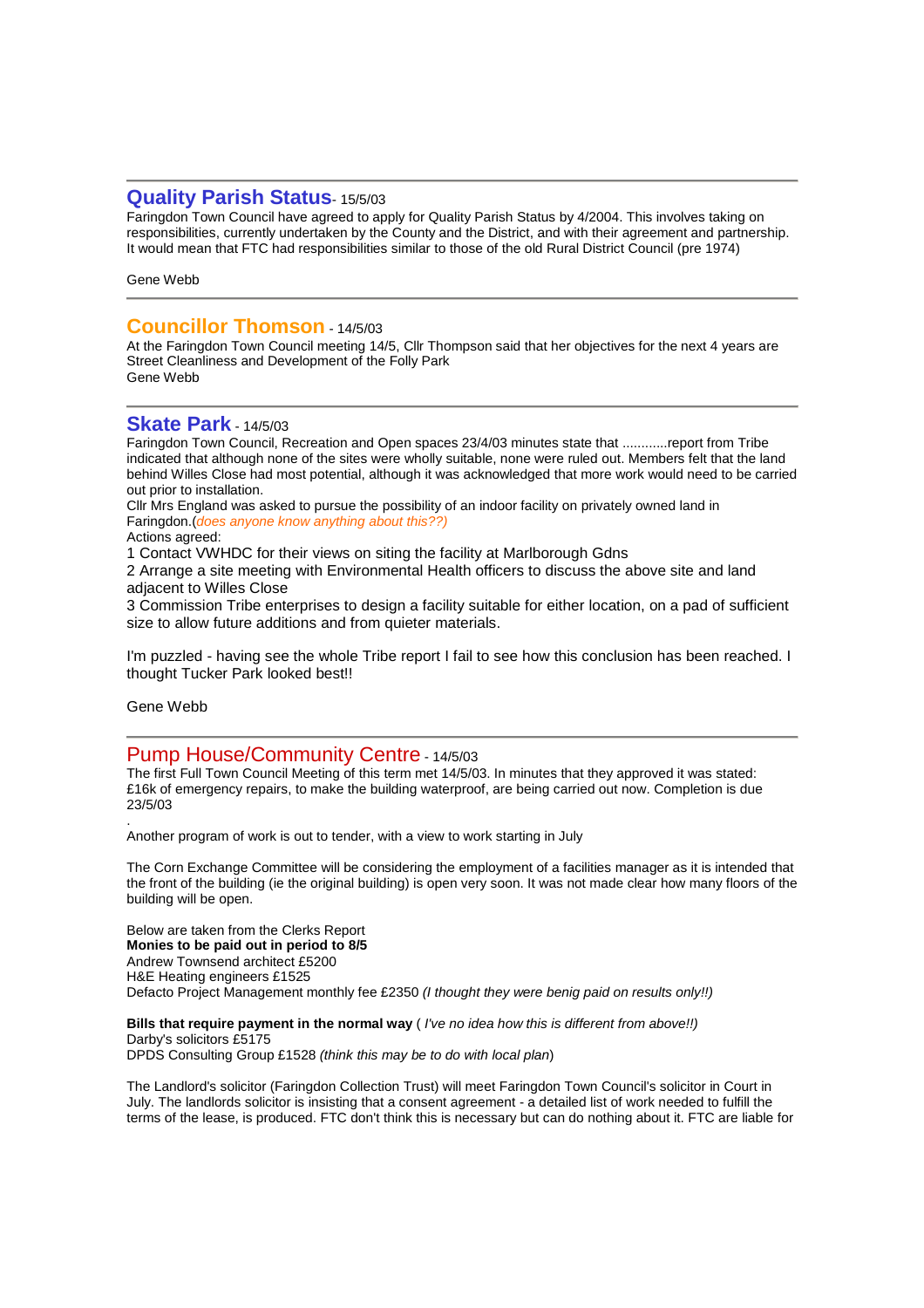## Quality Parish Status - 15/5/03

Faringdon Town Council have agreed to apply for Quality Parish Status by 4/2004. This involves taking on responsibilities, currently undertaken by the County and the District, and with their agreement and partnership. It would mean that FTC had responsibilities similar to those of the old Rural District Council (pre 1974)

Gene Webb

---

## Councillor Thomson - 14/5/03

At the Faringdon Town Council meeting 14/5, Cllr Thompson said that her objectives for the next 4 years are Street Cleanliness and Development of the Folly Park
Gene Webb

---

## Skate Park - 14/5/03

Faringdon Town Council, Recreation and Open spaces 23/4/03 minutes state that ............report from Tribe indicated that although none of the sites were wholly suitable, none were ruled out. Members felt that the land behind Willes Close had most potential, although it was acknowledged that more work would need to be carried out prior to installation.
Cllr Mrs England was asked to pursue the possibility of an indoor facility on privately owned land in Faringdon.(*does anyone know anything about this??)*
Actions agreed:

1 Contact VWHDC for their views on siting the facility at Marlborough Gdns
2 Arrange a site meeting with Environmental Health officers to discuss the above site and land adjacent to Willes Close
3 Commission Tribe enterprises to design a facility suitable for either location, on a pad of sufficient size to allow future additions and from quieter materials.

I'm puzzled - having see the whole Tribe report I fail to see how this conclusion has been reached. I thought Tucker Park looked best!!

Gene Webb

---

## Pump House/Community Centre - 14/5/03

The first Full Town Council Meeting of this term met 14/5/03. In minutes that they approved it was stated: £16k of emergency repairs, to make the building waterproof, are being carried out now. Completion is due 23/5/03

.
Another program of work is out to tender, with a view to work starting in July

The Corn Exchange Committee will be considering the employment of a facilities manager as it is intended that the front of the building (ie the original building) is open very soon. It was not made clear how many floors of the building will be open.

Below are taken from the Clerks Report
**Monies to be paid out in period to 8/5**
Andrew Townsend architect £5200
H&E Heating engineers £1525
Defacto Project Management monthly fee £2350 *(I thought they were benig paid on results only!!)*

**Bills that require payment in the normal way** ( *I've no idea how this is different from above!!)*
Darby's solicitors £5175
DPDS Consulting Group £1528 *(think this may be to do with local plan*)

The Landlord's solicitor (Faringdon Collection Trust) will meet Faringdon Town Council's solicitor in Court in July. The landlords solicitor is insisting that a consent agreement - a detailed list of work needed to fulfill the terms of the lease, is produced. FTC don't think this is necessary but can do nothing about it. FTC are liable for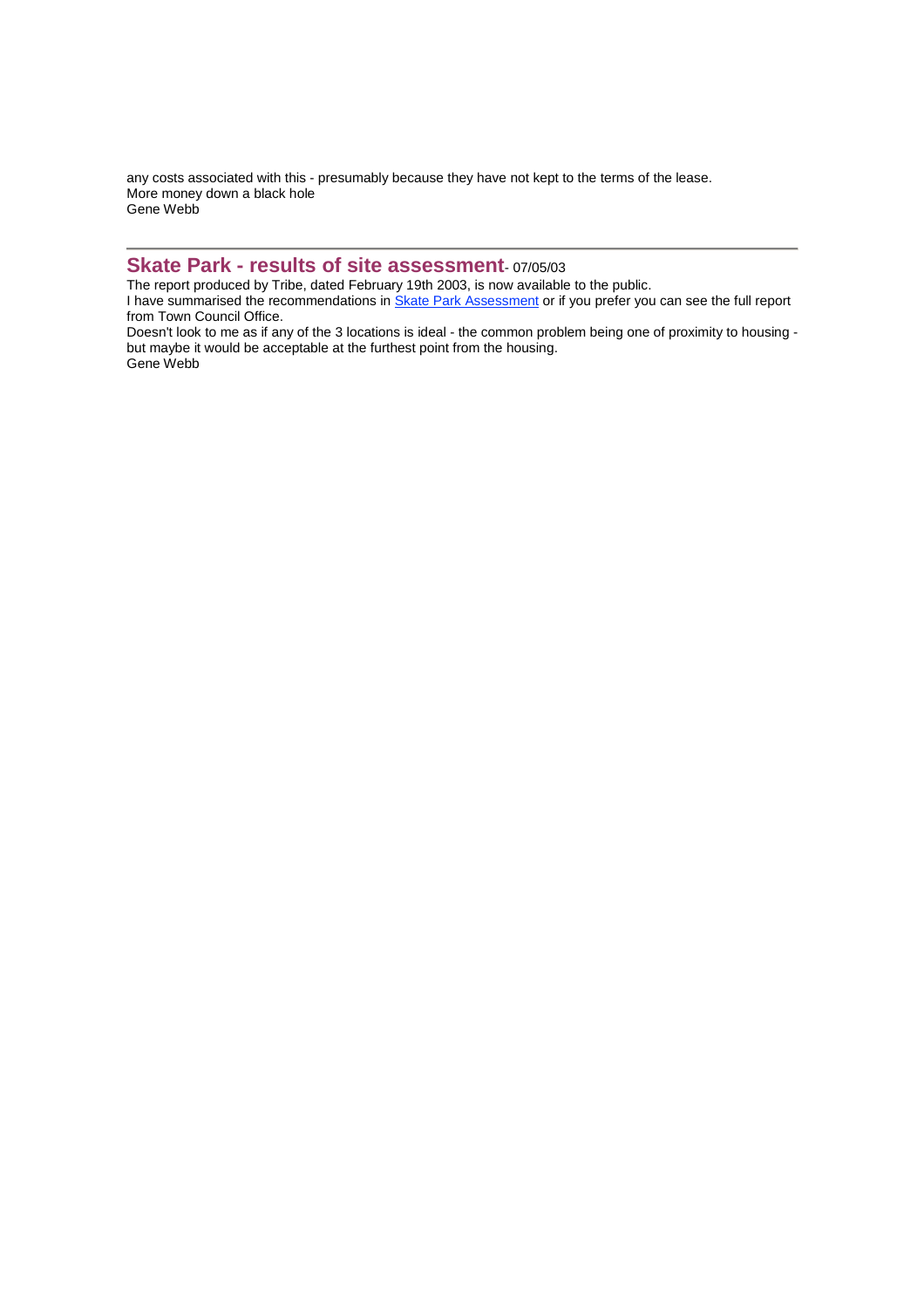any costs associated with this - presumably because they have not kept to the terms of the lease.
More money down a black hole
Gene Webb

---

## Skate Park - results of site assessment - 07/05/03

The report produced by Tribe, dated February 19th 2003, is now available to the public.
I have summarised the recommendations in [Skate Park Assessment] or if you prefer you can see the full report from Town Council Office.
Doesn't look to me as if any of the 3 locations is ideal - the common problem being one of proximity to housing - but maybe it would be acceptable at the furthest point from the housing.
Gene Webb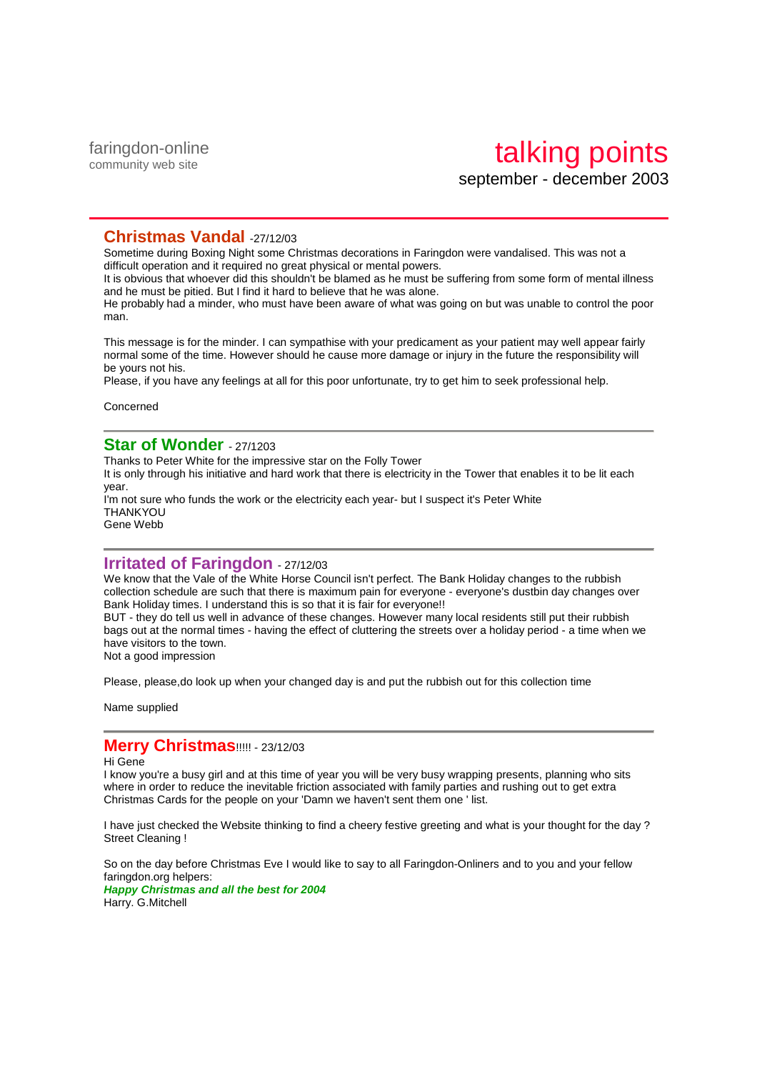faringdon-online
community web site

# talking points
september - december 2003

---

## Christmas Vandal -27/12/03

Sometime during Boxing Night some Christmas decorations in Faringdon were vandalised. This was not a difficult operation and it required no great physical or mental powers.
It is obvious that whoever did this shouldn't be blamed as he must be suffering from some form of mental illness and he must be pitied. But I find it hard to believe that he was alone.
He probably had a minder, who must have been aware of what was going on but was unable to control the poor man.

This message is for the minder. I can sympathise with your predicament as your patient may well appear fairly normal some of the time. However should he cause more damage or injury in the future the responsibility will be yours not his.
Please, if you have any feelings at all for this poor unfortunate, try to get him to seek professional help.

Concerned

---

## Star of Wonder - 27/1203

Thanks to Peter White for the impressive star on the Folly Tower
It is only through his initiative and hard work that there is electricity in the Tower that enables it to be lit each year.
I'm not sure who funds the work or the electricity each year- but I suspect it's Peter White
THANKYOU
Gene Webb

---

## Irritated of Faringdon - 27/12/03

We know that the Vale of the White Horse Council isn't perfect. The Bank Holiday changes to the rubbish collection schedule are such that there is maximum pain for everyone - everyone's dustbin day changes over Bank Holiday times. I understand this is so that it is fair for everyone!!
BUT - they do tell us well in advance of these changes. However many local residents still put their rubbish bags out at the normal times - having the effect of cluttering the streets over a holiday period - a time when we have visitors to the town.
Not a good impression

Please, please,do look up when your changed day is and put the rubbish out for this collection time

Name supplied

---

## Merry Christmas!!!!! - 23/12/03

Hi Gene
I know you're a busy girl and at this time of year you will be very busy wrapping presents, planning who sits where in order to reduce the inevitable friction associated with family parties and rushing out to get extra Christmas Cards for the people on your 'Damn we haven't sent them one ' list.

I have just checked the Website thinking to find a cheery festive greeting and what is your thought for the day ? Street Cleaning !

So on the day before Christmas Eve I would like to say to all Faringdon-Onliners and to you and your fellow faringdon.org helpers:
***Happy Christmas and all the best for 2004***
Harry. G.Mitchell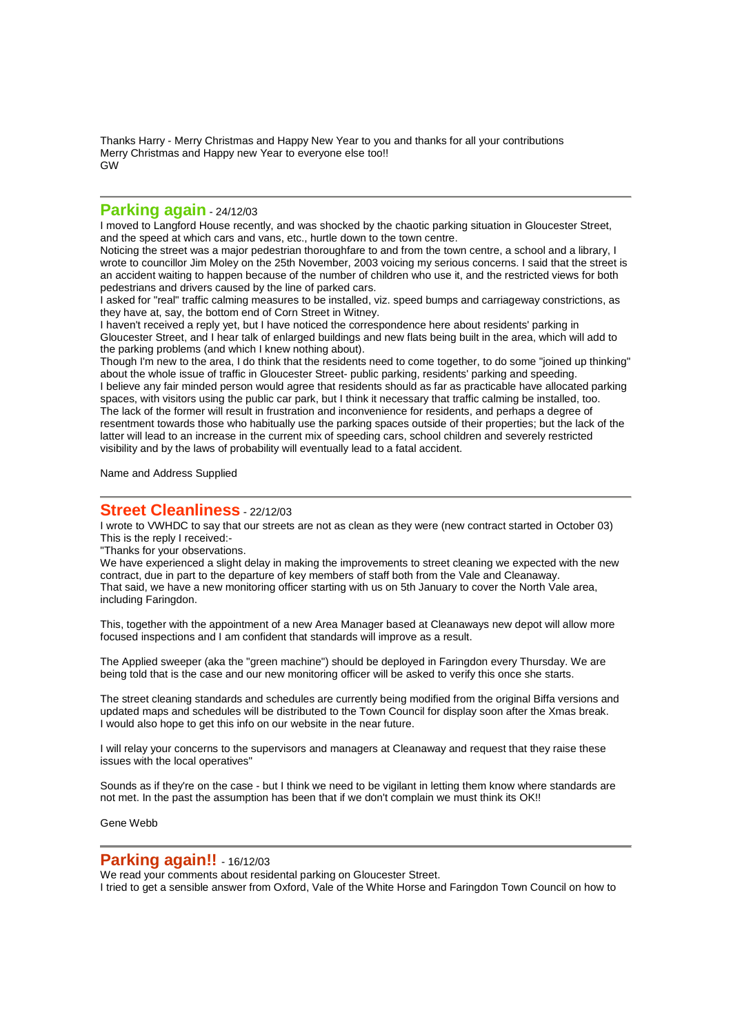Thanks Harry - Merry Christmas and Happy New Year to you and thanks for all your contributions
Merry Christmas and Happy new Year to everyone else too!!
GW

---

## Parking again - 24/12/03

I moved to Langford House recently, and was shocked by the chaotic parking situation in Gloucester Street, and the speed at which cars and vans, etc., hurtle down to the town centre.
Noticing the street was a major pedestrian thoroughfare to and from the town centre, a school and a library, I wrote to councillor Jim Moley on the 25th November, 2003 voicing my serious concerns. I said that the street is an accident waiting to happen because of the number of children who use it, and the restricted views for both pedestrians and drivers caused by the line of parked cars.
I asked for "real" traffic calming measures to be installed, viz. speed bumps and carriageway constrictions, as they have at, say, the bottom end of Corn Street in Witney.
I haven't received a reply yet, but I have noticed the correspondence here about residents' parking in Gloucester Street, and I hear talk of enlarged buildings and new flats being built in the area, which will add to the parking problems (and which I knew nothing about).
Though I'm new to the area, I do think that the residents need to come together, to do some "joined up thinking" about the whole issue of traffic in Gloucester Street- public parking, residents' parking and speeding.
I believe any fair minded person would agree that residents should as far as practicable have allocated parking spaces, with visitors using the public car park, but I think it necessary that traffic calming be installed, too.
The lack of the former will result in frustration and inconvenience for residents, and perhaps a degree of resentment towards those who habitually use the parking spaces outside of their properties; but the lack of the latter will lead to an increase in the current mix of speeding cars, school children and severely restricted visibility and by the laws of probability will eventually lead to a fatal accident.

Name and Address Supplied

---

## Street Cleanliness - 22/12/03

I wrote to VWHDC to say that our streets are not as clean as they were (new contract started in October 03)
This is the reply I received:-
"Thanks for your observations.
We have experienced a slight delay in making the improvements to street cleaning we expected with the new contract, due in part to the departure of key members of staff both from the Vale and Cleanaway.
That said, we have a new monitoring officer starting with us on 5th January to cover the North Vale area, including Faringdon.

This, together with the appointment of a new Area Manager based at Cleanaways new depot will allow more focused inspections and I am confident that standards will improve as a result.

The Applied sweeper (aka the "green machine") should be deployed in Faringdon every Thursday. We are being told that is the case and our new monitoring officer will be asked to verify this once she starts.

The street cleaning standards and schedules are currently being modified from the original Biffa versions and updated maps and schedules will be distributed to the Town Council for display soon after the Xmas break.
I would also hope to get this info on our website in the near future.

I will relay your concerns to the supervisors and managers at Cleanaway and request that they raise these issues with the local operatives"

Sounds as if they're on the case - but I think we need to be vigilant in letting them know where standards are not met. In the past the assumption has been that if we don't complain we must think its OK!!

Gene Webb

---

## Parking again!! - 16/12/03

We read your comments about residental parking on Gloucester Street.
I tried to get a sensible answer from Oxford, Vale of the White Horse and Faringdon Town Council on how to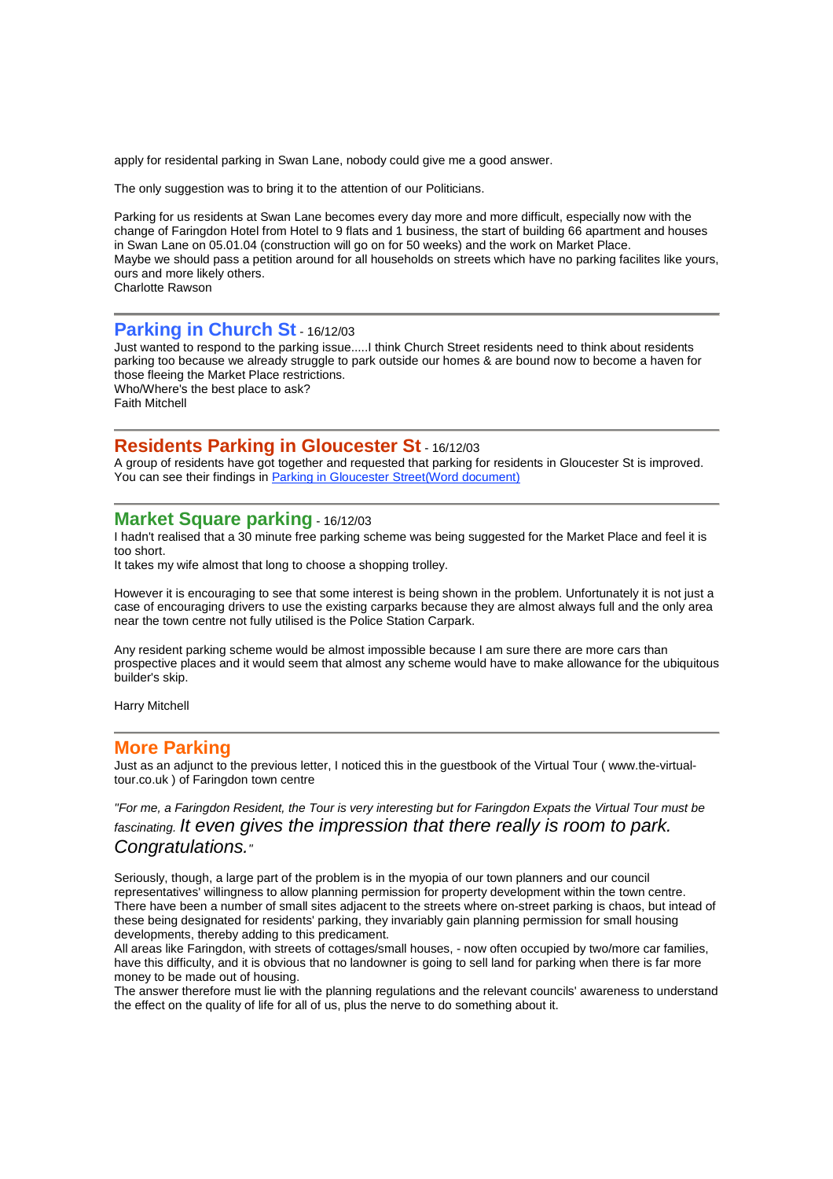apply for residental parking in Swan Lane, nobody could give me a good answer.

The only suggestion was to bring it to the attention of our Politicians.

Parking for us residents at Swan Lane becomes every day more and more difficult, especially now with the change of Faringdon Hotel from Hotel to 9 flats and 1 business, the start of building 66 apartment and houses in Swan Lane on 05.01.04 (construction will go on for 50 weeks) and the work on Market Place.
Maybe we should pass a petition around for all households on streets which have no parking facilites like yours, ours and more likely others.
Charlotte Rawson

---

## Parking in Church St - 16/12/03

Just wanted to respond to the parking issue.....I think Church Street residents need to think about residents parking too because we already struggle to park outside our homes & are bound now to become a haven for those fleeing the Market Place restrictions.
Who/Where's the best place to ask?
Faith Mitchell

---

## Residents Parking in Gloucester St - 16/12/03

A group of residents have got together and requested that parking for residents in Gloucester St is improved. You can see their findings in [Parking in Gloucester Street(Word document)]

---

## Market Square parking - 16/12/03

I hadn't realised that a 30 minute free parking scheme was being suggested for the Market Place and feel it is too short.
It takes my wife almost that long to choose a shopping trolley.

However it is encouraging to see that some interest is being shown in the problem. Unfortunately it is not just a case of encouraging drivers to use the existing carparks because they are almost always full and the only area near the town centre not fully utilised is the Police Station Carpark.

Any resident parking scheme would be almost impossible because I am sure there are more cars than prospective places and it would seem that almost any scheme would have to make allowance for the ubiquitous builder's skip.

Harry Mitchell

---

## More Parking

Just as an adjunct to the previous letter, I noticed this in the guestbook of the Virtual Tour ( www.the-virtual-tour.co.uk ) of Faringdon town centre

*"For me, a Faringdon Resident, the Tour is very interesting but for Faringdon Expats the Virtual Tour must be fascinating. It even gives the impression that there really is room to park. Congratulations."*

Seriously, though, a large part of the problem is in the myopia of our town planners and our council representatives' willingness to allow planning permission for property development within the town centre. There have been a number of small sites adjacent to the streets where on-street parking is chaos, but intead of these being designated for residents' parking, they invariably gain planning permission for small housing developments, thereby adding to this predicament.
All areas like Faringdon, with streets of cottages/small houses, - now often occupied by two/more car families, have this difficulty, and it is obvious that no landowner is going to sell land for parking when there is far more money to be made out of housing.
The answer therefore must lie with the planning regulations and the relevant councils' awareness to understand the effect on the quality of life for all of us, plus the nerve to do something about it.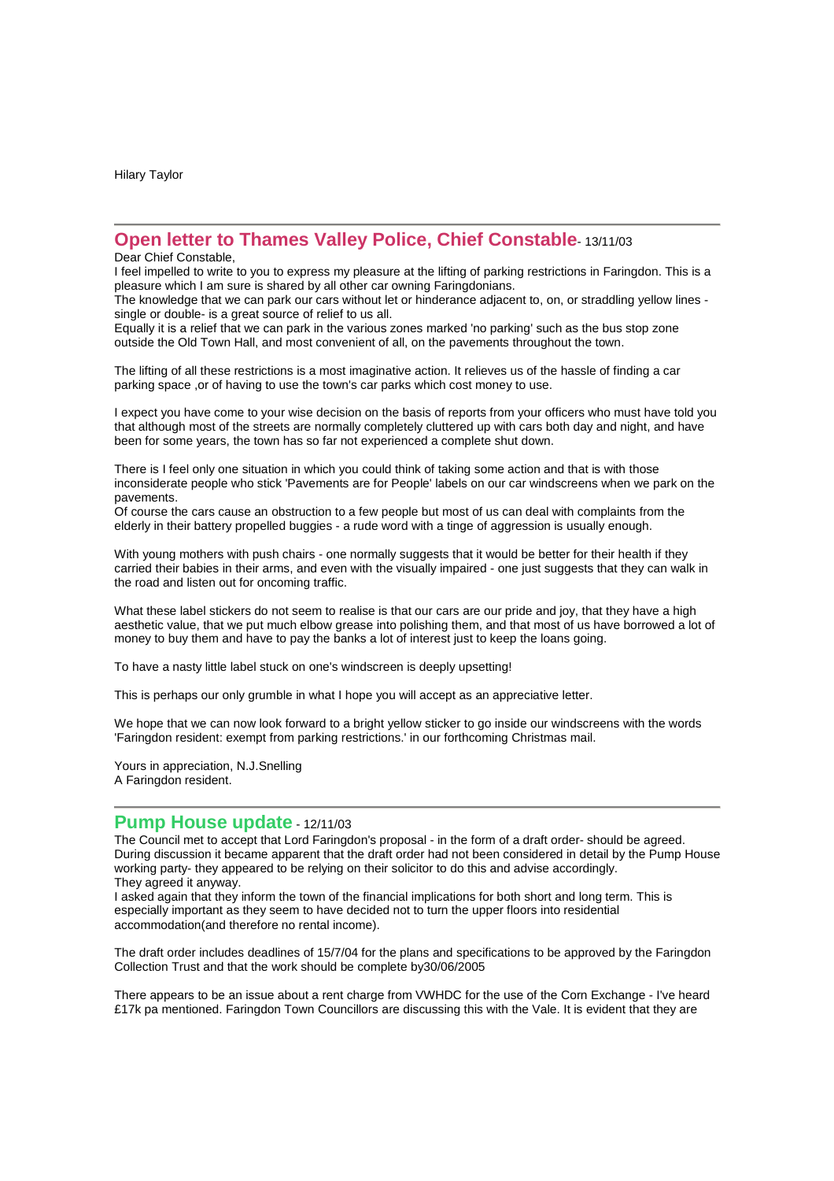Hilary Taylor

---

## Open letter to Thames Valley Police, Chief Constable - 13/11/03

Dear Chief Constable,
I feel impelled to write to you to express my pleasure at the lifting of parking restrictions in Faringdon. This is a pleasure which I am sure is shared by all other car owning Faringdonians.
The knowledge that we can park our cars without let or hinderance adjacent to, on, or straddling yellow lines - single or double- is a great source of relief to us all.
Equally it is a relief that we can park in the various zones marked 'no parking' such as the bus stop zone outside the Old Town Hall, and most convenient of all, on the pavements throughout the town.

The lifting of all these restrictions is a most imaginative action. It relieves us of the hassle of finding a car parking space ,or of having to use the town's car parks which cost money to use.

I expect you have come to your wise decision on the basis of reports from your officers who must have told you that although most of the streets are normally completely cluttered up with cars both day and night, and have been for some years, the town has so far not experienced a complete shut down.

There is I feel only one situation in which you could think of taking some action and that is with those inconsiderate people who stick 'Pavements are for People' labels on our car windscreens when we park on the pavements.
Of course the cars cause an obstruction to a few people but most of us can deal with complaints from the elderly in their battery propelled buggies - a rude word with a tinge of aggression is usually enough.

With young mothers with push chairs - one normally suggests that it would be better for their health if they carried their babies in their arms, and even with the visually impaired - one just suggests that they can walk in the road and listen out for oncoming traffic.

What these label stickers do not seem to realise is that our cars are our pride and joy, that they have a high aesthetic value, that we put much elbow grease into polishing them, and that most of us have borrowed a lot of money to buy them and have to pay the banks a lot of interest just to keep the loans going.

To have a nasty little label stuck on one's windscreen is deeply upsetting!

This is perhaps our only grumble in what I hope you will accept as an appreciative letter.

We hope that we can now look forward to a bright yellow sticker to go inside our windscreens with the words 'Faringdon resident: exempt from parking restrictions.' in our forthcoming Christmas mail.

Yours in appreciation, N.J.Snelling
A Faringdon resident.

---

## Pump House update - 12/11/03

The Council met to accept that Lord Faringdon's proposal - in the form of a draft order- should be agreed. During discussion it became apparent that the draft order had not been considered in detail by the Pump House working party- they appeared to be relying on their solicitor to do this and advise accordingly.
They agreed it anyway.
I asked again that they inform the town of the financial implications for both short and long term. This is especially important as they seem to have decided not to turn the upper floors into residential accommodation(and therefore no rental income).

The draft order includes deadlines of 15/7/04 for the plans and specifications to be approved by the Faringdon Collection Trust and that the work should be complete by30/06/2005

There appears to be an issue about a rent charge from VWHDC for the use of the Corn Exchange - I've heard £17k pa mentioned. Faringdon Town Councillors are discussing this with the Vale. It is evident that they are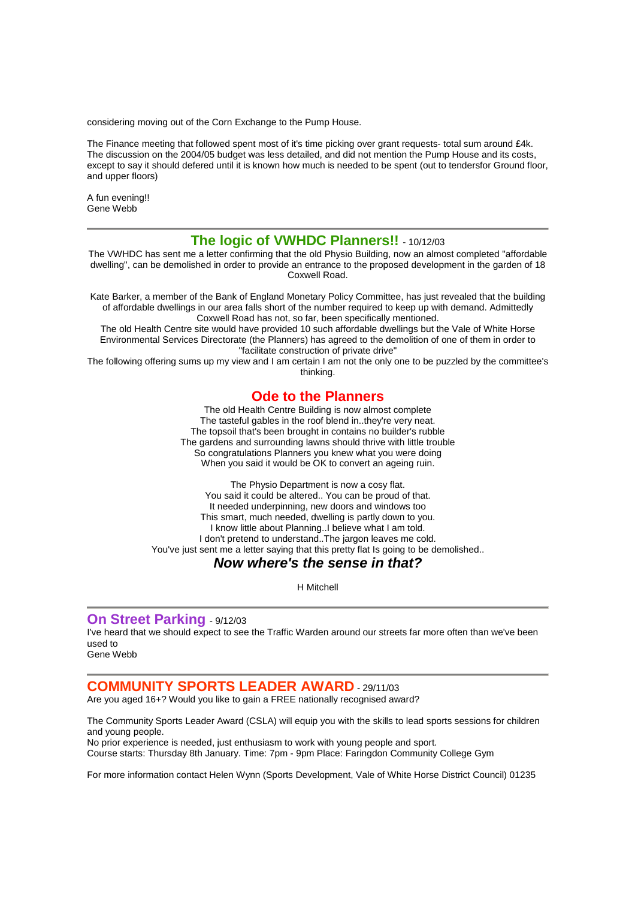considering moving out of the Corn Exchange to the Pump House.

The Finance meeting that followed spent most of it's time picking over grant requests- total sum around £4k. The discussion on the 2004/05 budget was less detailed, and did not mention the Pump House and its costs, except to say it should defered until it is known how much is needed to be spent (out to tendersfor Ground floor, and upper floors)

A fun evening!!
Gene Webb

---

## The logic of VWHDC Planners!! - 10/12/03

The VWHDC has sent me a letter confirming that the old Physio Building, now an almost completed "affordable dwelling", can be demolished in order to provide an entrance to the proposed development in the garden of 18 Coxwell Road.

Kate Barker, a member of the Bank of England Monetary Policy Committee, has just revealed that the building of affordable dwellings in our area falls short of the number required to keep up with demand. Admittedly Coxwell Road has not, so far, been specifically mentioned.
The old Health Centre site would have provided 10 such affordable dwellings but the Vale of White Horse Environmental Services Directorate (the Planners) has agreed to the demolition of one of them in order to "facilitate construction of private drive"
The following offering sums up my view and I am certain I am not the only one to be puzzled by the committee's thinking.

### Ode to the Planners

The old Health Centre Building is now almost complete
The tasteful gables in the roof blend in..they're very neat.
The topsoil that's been brought in contains no builder's rubble
The gardens and surrounding lawns should thrive with little trouble
So congratulations Planners you knew what you were doing
When you said it would be OK to convert an ageing ruin.

The Physio Department is now a cosy flat.
You said it could be altered.. You can be proud of that.
It needed underpinning, new doors and windows too
This smart, much needed, dwelling is partly down to you.
I know little about Planning..I believe what I am told.
I don't pretend to understand..The jargon leaves me cold.
You've just sent me a letter saying that this pretty flat Is going to be demolished..

***Now where's the sense in that?***

H Mitchell

---

## On Street Parking - 9/12/03

I've heard that we should expect to see the Traffic Warden around our streets far more often than we've been used to
Gene Webb

---

## COMMUNITY SPORTS LEADER AWARD - 29/11/03

Are you aged 16+? Would you like to gain a FREE nationally recognised award?

The Community Sports Leader Award (CSLA) will equip you with the skills to lead sports sessions for children and young people.
No prior experience is needed, just enthusiasm to work with young people and sport.
Course starts: Thursday 8th January. Time: 7pm - 9pm Place: Faringdon Community College Gym

For more information contact Helen Wynn (Sports Development, Vale of White Horse District Council) 01235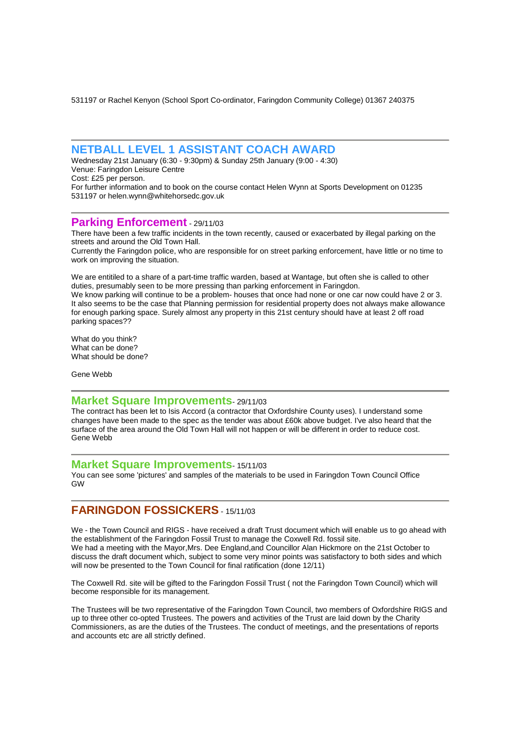531197 or Rachel Kenyon (School Sport Co-ordinator, Faringdon Community College) 01367 240375

---

## NETBALL LEVEL 1 ASSISTANT COACH AWARD

Wednesday 21st January (6:30 - 9:30pm) & Sunday 25th January (9:00 - 4:30)
Venue: Faringdon Leisure Centre
Cost: £25 per person.
For further information and to book on the course contact Helen Wynn at Sports Development on 01235 531197 or helen.wynn@whitehorsedc.gov.uk

---

## Parking Enforcement - 29/11/03

There have been a few traffic incidents in the town recently, caused or exacerbated by illegal parking on the streets and around the Old Town Hall.
Currently the Faringdon police, who are responsible for on street parking enforcement, have little or no time to work on improving the situation.

We are entitiled to a share of a part-time traffic warden, based at Wantage, but often she is called to other duties, presumably seen to be more pressing than parking enforcement in Faringdon.
We know parking will continue to be a problem- houses that once had none or one car now could have 2 or 3. It also seems to be the case that Planning permission for residential property does not always make allowance for enough parking space. Surely almost any property in this 21st century should have at least 2 off road parking spaces??

What do you think?
What can be done?
What should be done?

Gene Webb

---

## Market Square Improvements- 29/11/03

The contract has been let to Isis Accord (a contractor that Oxfordshire County uses). I understand some changes have been made to the spec as the tender was about £60k above budget. I've also heard that the surface of the area around the Old Town Hall will not happen or will be different in order to reduce cost.
Gene Webb

---

## Market Square Improvements- 15/11/03

You can see some 'pictures' and samples of the materials to be used in Faringdon Town Council Office
GW

---

## FARINGDON FOSSICKERS - 15/11/03

We - the Town Council and RIGS - have received a draft Trust document which will enable us to go ahead with the establishment of the Faringdon Fossil Trust to manage the Coxwell Rd. fossil site.
We had a meeting with the Mayor,Mrs. Dee England,and Councillor Alan Hickmore on the 21st October to discuss the draft document which, subject to some very minor points was satisfactory to both sides and which will now be presented to the Town Council for final ratification (done 12/11)

The Coxwell Rd. site will be gifted to the Faringdon Fossil Trust ( not the Faringdon Town Council) which will become responsible for its management.

The Trustees will be two representative of the Faringdon Town Council, two members of Oxfordshire RIGS and up to three other co-opted Trustees. The powers and activities of the Trust are laid down by the Charity Commissioners, as are the duties of the Trustees. The conduct of meetings, and the presentations of reports and accounts etc are all strictly defined.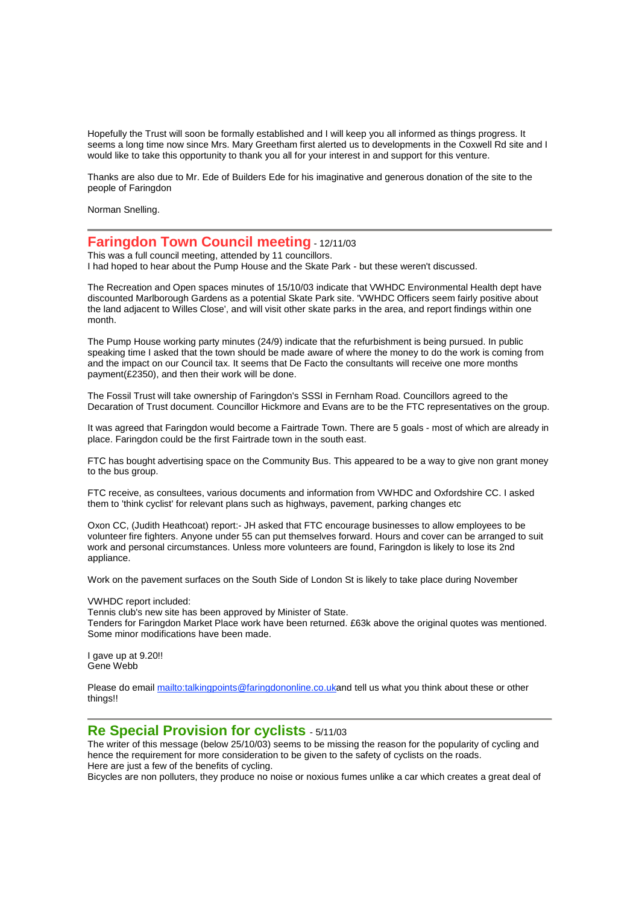Hopefully the Trust will soon be formally established and I will keep you all informed as things progress. It seems a long time now since Mrs. Mary Greetham first alerted us to developments in the Coxwell Rd site and I would like to take this opportunity to thank you all for your interest in and support for this venture.

Thanks are also due to Mr. Ede of Builders Ede for his imaginative and generous donation of the site to the people of Faringdon

Norman Snelling.

---

## Faringdon Town Council meeting - 12/11/03

This was a full council meeting, attended by 11 councillors.
I had hoped to hear about the Pump House and the Skate Park - but these weren't discussed.

The Recreation and Open spaces minutes of 15/10/03 indicate that VWHDC Environmental Health dept have discounted Marlborough Gardens as a potential Skate Park site. 'VWHDC Officers seem fairly positive about the land adjacent to Willes Close', and will visit other skate parks in the area, and report findings within one month.

The Pump House working party minutes (24/9) indicate that the refurbishment is being pursued. In public speaking time I asked that the town should be made aware of where the money to do the work is coming from and the impact on our Council tax. It seems that De Facto the consultants will receive one more months payment(£2350), and then their work will be done.

The Fossil Trust will take ownership of Faringdon's SSSI in Fernham Road. Councillors agreed to the Decaration of Trust document. Councillor Hickmore and Evans are to be the FTC representatives on the group.

It was agreed that Faringdon would become a Fairtrade Town. There are 5 goals - most of which are already in place. Faringdon could be the first Fairtrade town in the south east.

FTC has bought advertising space on the Community Bus. This appeared to be a way to give non grant money to the bus group.

FTC receive, as consultees, various documents and information from VWHDC and Oxfordshire CC. I asked them to 'think cyclist' for relevant plans such as highways, pavement, parking changes etc

Oxon CC, (Judith Heathcoat) report:- JH asked that FTC encourage businesses to allow employees to be volunteer fire fighters. Anyone under 55 can put themselves forward. Hours and cover can be arranged to suit work and personal circumstances. Unless more volunteers are found, Faringdon is likely to lose its 2nd appliance.

Work on the pavement surfaces on the South Side of London St is likely to take place during November

VWHDC report included:
Tennis club's new site has been approved by Minister of State.
Tenders for Faringdon Market Place work have been returned. £63k above the original quotes was mentioned. Some minor modifications have been made.

I gave up at 9.20!!
Gene Webb

Please do email [mailto:talkingpoints@faringdononline.co.uk](mailto:talkingpoints@faringdononline.co.uk)and tell us what you think about these or other things!!

---

## Re Special Provision for cyclists - 5/11/03

The writer of this message (below 25/10/03) seems to be missing the reason for the popularity of cycling and hence the requirement for more consideration to be given to the safety of cyclists on the roads.
Here are just a few of the benefits of cycling.
Bicycles are non polluters, they produce no noise or noxious fumes unlike a car which creates a great deal of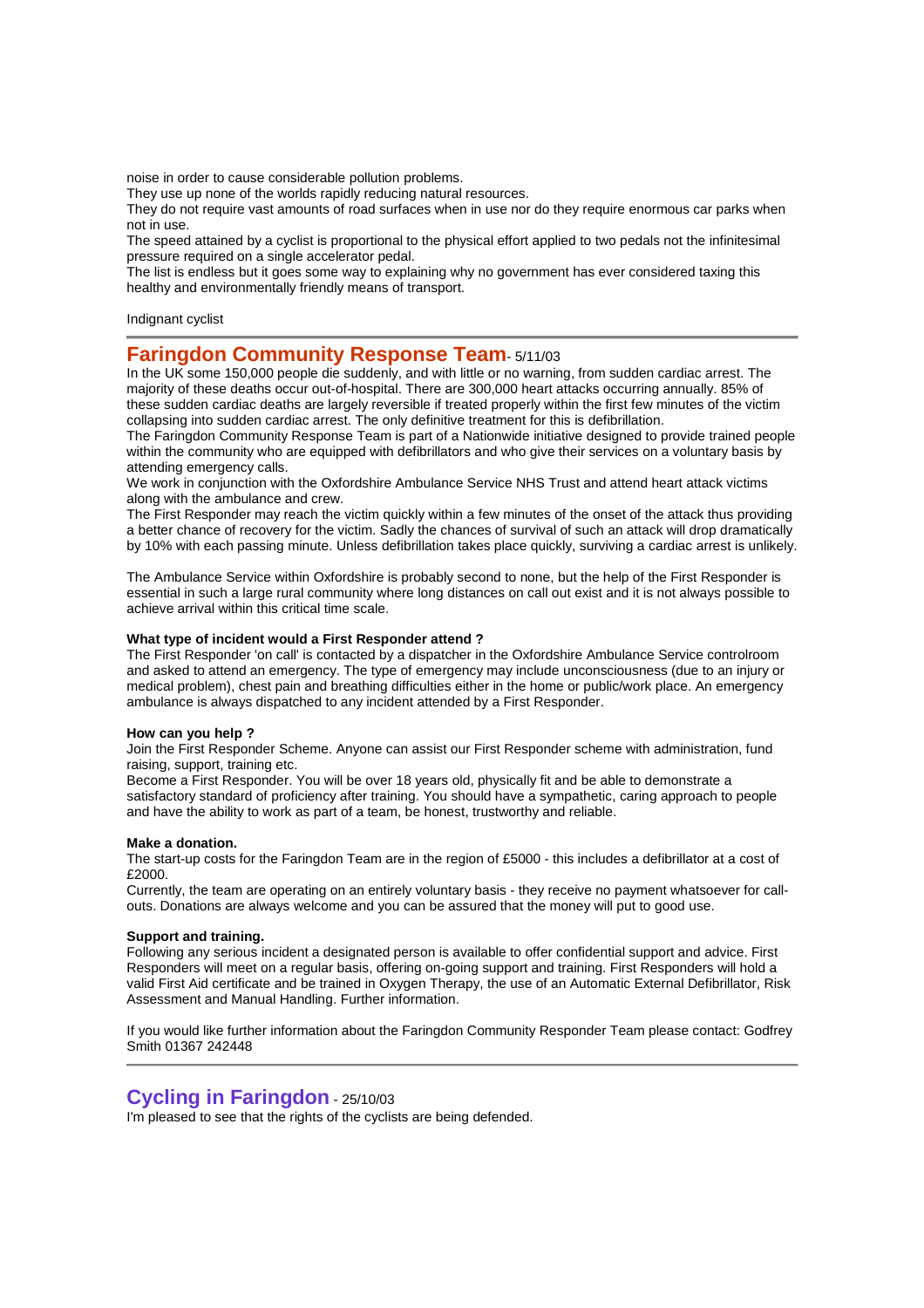noise in order to cause considerable pollution problems.
They use up none of the worlds rapidly reducing natural resources.
They do not require vast amounts of road surfaces when in use nor do they require enormous car parks when not in use.
The speed attained by a cyclist is proportional to the physical effort applied to two pedals not the infinitesimal pressure required on a single accelerator pedal.
The list is endless but it goes some way to explaining why no government has ever considered taxing this healthy and environmentally friendly means of transport.

Indignant cyclist

---

## Faringdon Community Response Team - 5/11/03

In the UK some 150,000 people die suddenly, and with little or no warning, from sudden cardiac arrest. The majority of these deaths occur out-of-hospital. There are 300,000 heart attacks occurring annually. 85% of these sudden cardiac deaths are largely reversible if treated properly within the first few minutes of the victim collapsing into sudden cardiac arrest. The only definitive treatment for this is defibrillation.
The Faringdon Community Response Team is part of a Nationwide initiative designed to provide trained people within the community who are equipped with defibrillators and who give their services on a voluntary basis by attending emergency calls.
We work in conjunction with the Oxfordshire Ambulance Service NHS Trust and attend heart attack victims along with the ambulance and crew.
The First Responder may reach the victim quickly within a few minutes of the onset of the attack thus providing a better chance of recovery for the victim. Sadly the chances of survival of such an attack will drop dramatically by 10% with each passing minute. Unless defibrillation takes place quickly, surviving a cardiac arrest is unlikely.

The Ambulance Service within Oxfordshire is probably second to none, but the help of the First Responder is essential in such a large rural community where long distances on call out exist and it is not always possible to achieve arrival within this critical time scale.

**What type of incident would a First Responder attend ?**
The First Responder 'on call' is contacted by a dispatcher in the Oxfordshire Ambulance Service controlroom and asked to attend an emergency. The type of emergency may include unconsciousness (due to an injury or medical problem), chest pain and breathing difficulties either in the home or public/work place. An emergency ambulance is always dispatched to any incident attended by a First Responder.

**How can you help ?**
Join the First Responder Scheme. Anyone can assist our First Responder scheme with administration, fund raising, support, training etc.
Become a First Responder. You will be over 18 years old, physically fit and be able to demonstrate a satisfactory standard of proficiency after training. You should have a sympathetic, caring approach to people and have the ability to work as part of a team, be honest, trustworthy and reliable.

**Make a donation.**
The start-up costs for the Faringdon Team are in the region of £5000 - this includes a defibrillator at a cost of £2000.
Currently, the team are operating on an entirely voluntary basis - they receive no payment whatsoever for call-outs. Donations are always welcome and you can be assured that the money will put to good use.

**Support and training.**
Following any serious incident a designated person is available to offer confidential support and advice. First Responders will meet on a regular basis, offering on-going support and training. First Responders will hold a valid First Aid certificate and be trained in Oxygen Therapy, the use of an Automatic External Defibrillator, Risk Assessment and Manual Handling. Further information.

If you would like further information about the Faringdon Community Responder Team please contact: Godfrey Smith 01367 242448

---

## Cycling in Faringdon - 25/10/03

I'm pleased to see that the rights of the cyclists are being defended.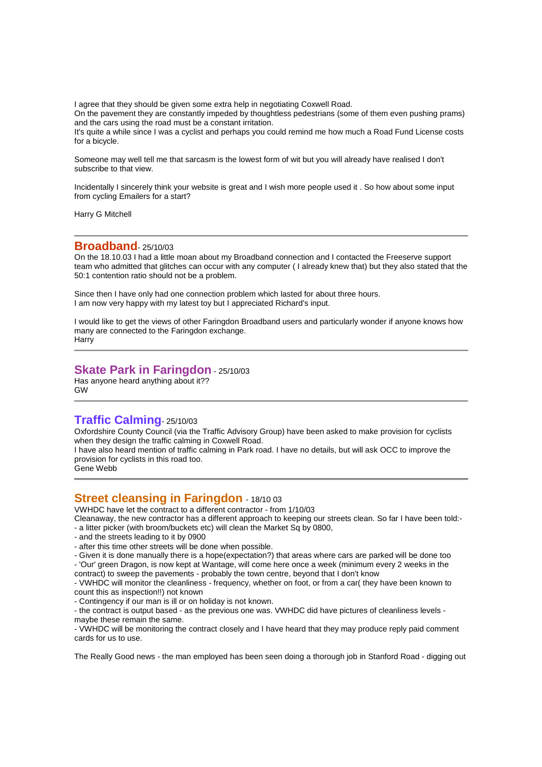I agree that they should be given some extra help in negotiating Coxwell Road.
On the pavement they are constantly impeded by thoughtless pedestrians (some of them even pushing prams) and the cars using the road must be a constant irritation.
It's quite a while since I was a cyclist and perhaps you could remind me how much a Road Fund License costs for a bicycle.

Someone may well tell me that sarcasm is the lowest form of wit but you will already have realised I don't subscribe to that view.

Incidentally I sincerely think your website is great and I wish more people used it . So how about some input from cycling Emailers for a start?

Harry G Mitchell

---

## Broadband - 25/10/03

On the 18.10.03 I had a little moan about my Broadband connection and I contacted the Freeserve support team who admitted that glitches can occur with any computer ( I already knew that) but they also stated that the 50:1 contention ratio should not be a problem.

Since then I have only had one connection problem which lasted for about three hours.
I am now very happy with my latest toy but I appreciated Richard's input.

I would like to get the views of other Faringdon Broadband users and particularly wonder if anyone knows how many are connected to the Faringdon exchange.
Harry

---

## Skate Park in Faringdon - 25/10/03

Has anyone heard anything about it??
GW

---

## Traffic Calming - 25/10/03

Oxfordshire County Council (via the Traffic Advisory Group) have been asked to make provision for cyclists when they design the traffic calming in Coxwell Road.
I have also heard mention of traffic calming in Park road. I have no details, but will ask OCC to improve the provision for cyclists in this road too.
Gene Webb

---

## Street cleansing in Faringdon - 18/10 03

VWHDC have let the contract to a different contractor - from 1/10/03
Cleanaway, the new contractor has a different approach to keeping our streets clean. So far I have been told:-
- a litter picker (with broom/buckets etc) will clean the Market Sq by 0800,
- and the streets leading to it by 0900
- after this time other streets will be done when possible.
- Given it is done manually there is a hope(expectation?) that areas where cars are parked will be done too
- 'Our' green Dragon, is now kept at Wantage, will come here once a week (minimum every 2 weeks in the contract) to sweep the pavements - probably the town centre, beyond that I don't know
- VWHDC will monitor the cleanliness - frequency, whether on foot, or from a car( they have been known to count this as inspection!!) not known
- Contingency if our man is ill or on holiday is not known.
- the contract is output based - as the previous one was. VWHDC did have pictures of cleanliness levels - maybe these remain the same.
- VWHDC will be monitoring the contract closely and I have heard that they may produce reply paid comment cards for us to use.

The Really Good news - the man employed has been seen doing a thorough job in Stanford Road - digging out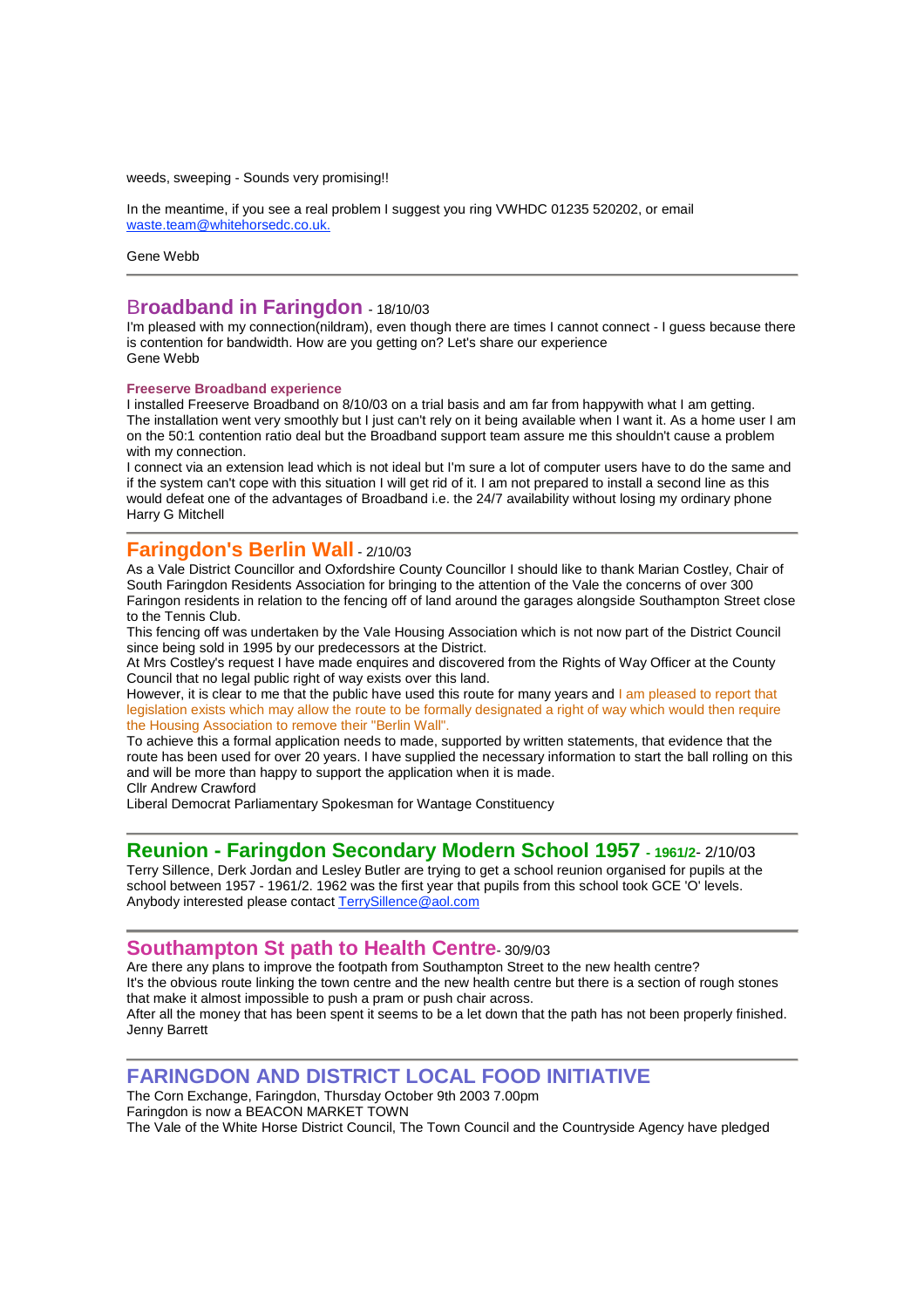weeds, sweeping - Sounds very promising!!

In the meantime, if you see a real problem I suggest you ring VWHDC 01235 520202, or email waste.team@whitehorsedc.co.uk.

Gene Webb

---

## Broadband in Faringdon - 18/10/03

I'm pleased with my connection(nildram), even though there are times I cannot connect - I guess because there is contention for bandwidth. How are you getting on? Let's share our experience
Gene Webb

**Freeserve Broadband experience**

I installed Freeserve Broadband on 8/10/03 on a trial basis and am far from happywith what I am getting.
The installation went very smoothly but I just can't rely on it being available when I want it. As a home user I am on the 50:1 contention ratio deal but the Broadband support team assure me this shouldn't cause a problem with my connection.
I connect via an extension lead which is not ideal but I'm sure a lot of computer users have to do the same and if the system can't cope with this situation I will get rid of it. I am not prepared to install a second line as this would defeat one of the advantages of Broadband i.e. the 24/7 availability without losing my ordinary phone
Harry G Mitchell

---

## Faringdon's Berlin Wall - 2/10/03

As a Vale District Councillor and Oxfordshire County Councillor I should like to thank Marian Costley, Chair of South Faringdon Residents Association for bringing to the attention of the Vale the concerns of over 300 Faringon residents in relation to the fencing off of land around the garages alongside Southampton Street close to the Tennis Club.
This fencing off was undertaken by the Vale Housing Association which is not now part of the District Council since being sold in 1995 by our predecessors at the District.
At Mrs Costley's request I have made enquires and discovered from the Rights of Way Officer at the County Council that no legal public right of way exists over this land.
However, it is clear to me that the public have used this route for many years and I am pleased to report that legislation exists which may allow the route to be formally designated a right of way which would then require the Housing Association to remove their "Berlin Wall".
To achieve this a formal application needs to made, supported by written statements, that evidence that the route has been used for over 20 years. I have supplied the necessary information to start the ball rolling on this and will be more than happy to support the application when it is made.
Cllr Andrew Crawford
Liberal Democrat Parliamentary Spokesman for Wantage Constituency

---

## Reunion - Faringdon Secondary Modern School 1957 - 1961/2- 2/10/03

Terry Sillence, Derk Jordan and Lesley Butler are trying to get a school reunion organised for pupils at the school between 1957 - 1961/2. 1962 was the first year that pupils from this school took GCE 'O' levels.
Anybody interested please contact TerrySillence@aol.com

---

## Southampton St path to Health Centre- 30/9/03

Are there any plans to improve the footpath from Southampton Street to the new health centre?
It's the obvious route linking the town centre and the new health centre but there is a section of rough stones that make it almost impossible to push a pram or push chair across.
After all the money that has been spent it seems to be a let down that the path has not been properly finished.
Jenny Barrett

---

## FARINGDON AND DISTRICT LOCAL FOOD INITIATIVE

The Corn Exchange, Faringdon, Thursday October 9th 2003 7.00pm
Faringdon is now a BEACON MARKET TOWN
The Vale of the White Horse District Council, The Town Council and the Countryside Agency have pledged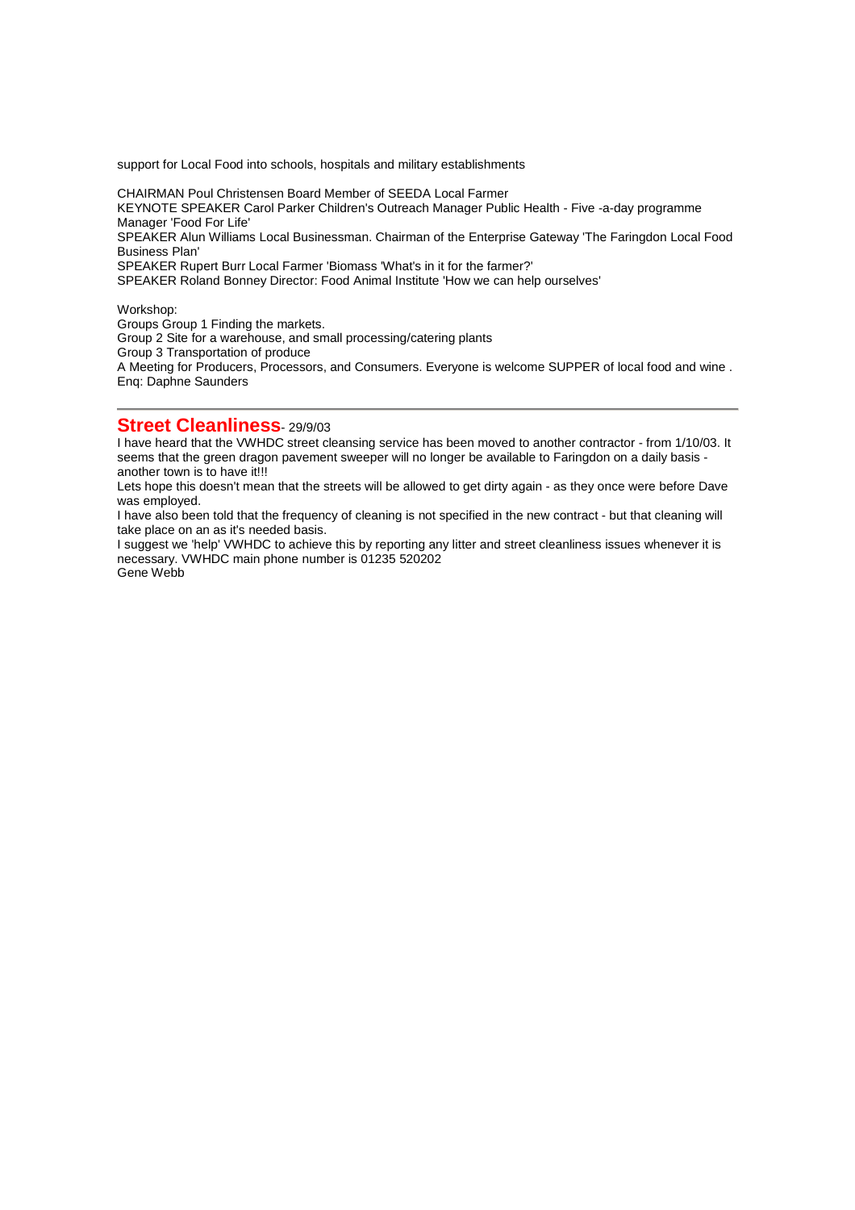support for Local Food into schools, hospitals and military establishments

CHAIRMAN Poul Christensen Board Member of SEEDA Local Farmer
KEYNOTE SPEAKER Carol Parker Children's Outreach Manager Public Health - Five -a-day programme Manager 'Food For Life'
SPEAKER Alun Williams Local Businessman. Chairman of the Enterprise Gateway 'The Faringdon Local Food Business Plan'
SPEAKER Rupert Burr Local Farmer 'Biomass 'What's in it for the farmer?'
SPEAKER Roland Bonney Director: Food Animal Institute 'How we can help ourselves'

Workshop:
Groups Group 1 Finding the markets.
Group 2 Site for a warehouse, and small processing/catering plants
Group 3 Transportation of produce
A Meeting for Producers, Processors, and Consumers. Everyone is welcome SUPPER of local food and wine .
Enq: Daphne Saunders

---

## Street Cleanliness- 29/9/03

I have heard that the VWHDC street cleansing service has been moved to another contractor - from 1/10/03. It seems that the green dragon pavement sweeper will no longer be available to Faringdon on a daily basis - another town is to have it!!!
Lets hope this doesn't mean that the streets will be allowed to get dirty again - as they once were before Dave was employed.
I have also been told that the frequency of cleaning is not specified in the new contract - but that cleaning will take place on an as it's needed basis.
I suggest we 'help' VWHDC to achieve this by reporting any litter and street cleanliness issues whenever it is necessary. VWHDC main phone number is 01235 520202
Gene Webb